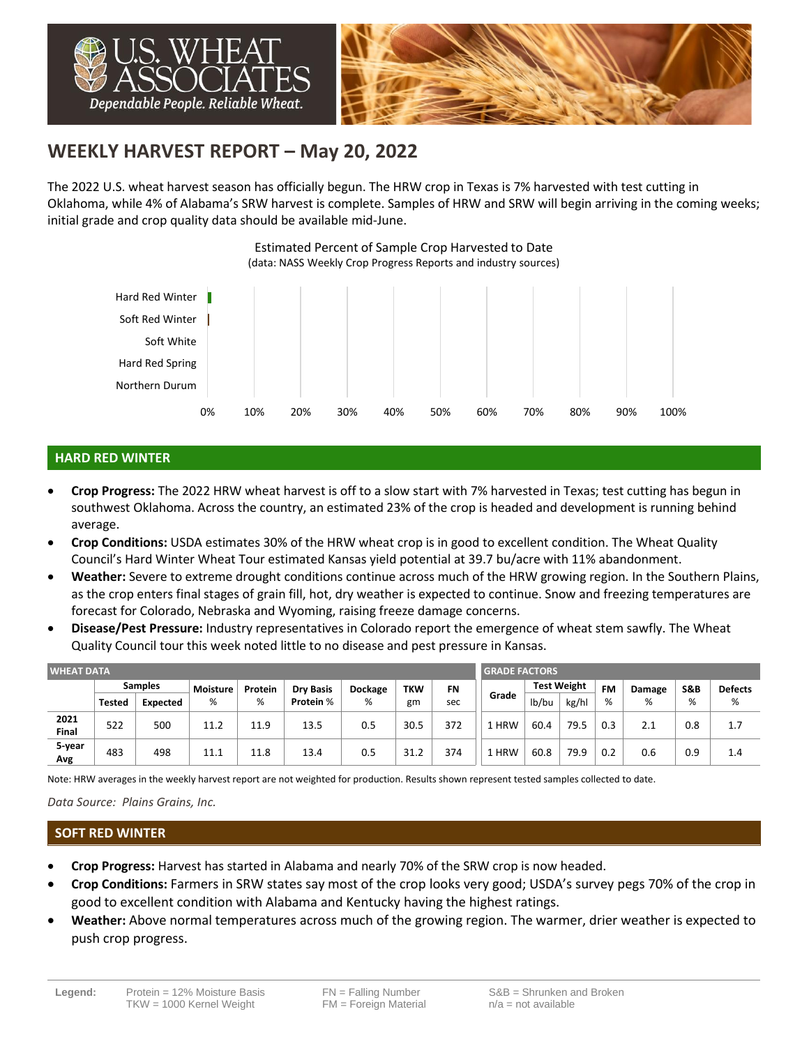# WEEKLY HARVEST REPORT – May 20, 2022

The 2022 U.S. wheat harvest season has officially begun. The HRW crop in Texas is 7% harvested with test cutting in Oklahoma, while 4% of Alabama's SRW harvest is complete. Samples of HRW and SRW will begin arriving in the coming weeks; initial grade and crop quality data should be available mid-June.

Estimated Percent of Sample Crop Harvested to Date
(data: NASS Weekly Crop Progress Reports and industry sources)

Hard Red Winter
Soft Red Winter
Soft White
Hard Red Spring
Northern Durum

0% 10% 20% 30% 40% 50% 60% 70% 80% 90% 100%

## HARD RED WINTER

- **Crop Progress:** The 2022 HRW wheat harvest is off to a slow start with 7% harvested in Texas; test cutting has begun in southwest Oklahoma. Across the country, an estimated 23% of the crop is headed and development is running behind average.
- **Crop Conditions:** USDA estimates 30% of the HRW wheat crop is in good to excellent condition. The Wheat Quality Council's Hard Winter Wheat Tour estimated Kansas yield potential at 39.7 bu/acre with 11% abandonment.
- **Weather:** Severe to extreme drought conditions continue across much of the HRW growing region. In the Southern Plains, as the crop enters final stages of grain fill, hot, dry weather is expected to continue. Snow and freezing temperatures are forecast for Colorado, Nebraska and Wyoming, raising freeze damage concerns.
- **Disease/Pest Pressure:** Industry representatives in Colorado report the emergence of wheat stem sawfly. The Wheat Quality Council tour this week noted little to no disease and pest pressure in Kansas.

| WHEAT DATA | | | | | | | | | GRADE FACTORS | | | | | | |
|---|---|---|---|---|---|---|---|---|---|---|---|---|---|---|---|
| | Samples | | Moisture | Protein | Dry Basis | Dockage | TKW | FN | Grade | Test Weight | | FM | Damage | S&B | Defects |
| | Tested | Expected | % | % | Protein % | % | gm | sec | | lb/bu | kg/hl | % | % | % | % |
| 2021 Final | 522 | 500 | 11.2 | 11.9 | 13.5 | 0.5 | 30.5 | 372 | 1 HRW | 60.4 | 79.5 | 0.3 | 2.1 | 0.8 | 1.7 |
| 5-year Avg | 483 | 498 | 11.1 | 11.8 | 13.4 | 0.5 | 31.2 | 374 | 1 HRW | 60.8 | 79.9 | 0.2 | 0.6 | 0.9 | 1.4 |

Note: HRW averages in the weekly harvest report are not weighted for production. Results shown represent tested samples collected to date.

*Data Source: Plains Grains, Inc.*

## SOFT RED WINTER

- **Crop Progress:** Harvest has started in Alabama and nearly 70% of the SRW crop is now headed.
- **Crop Conditions:** Farmers in SRW states say most of the crop looks very good; USDA's survey pegs 70% of the crop in good to excellent condition with Alabama and Kentucky having the highest ratings.
- **Weather:** Above normal temperatures across much of the growing region. The warmer, drier weather is expected to push crop progress.

**Legend:** Protein = 12% Moisture Basis; TKW = 1000 Kernel Weight; FN = Falling Number; FM = Foreign Material; S&B = Shrunken and Broken; n/a = not available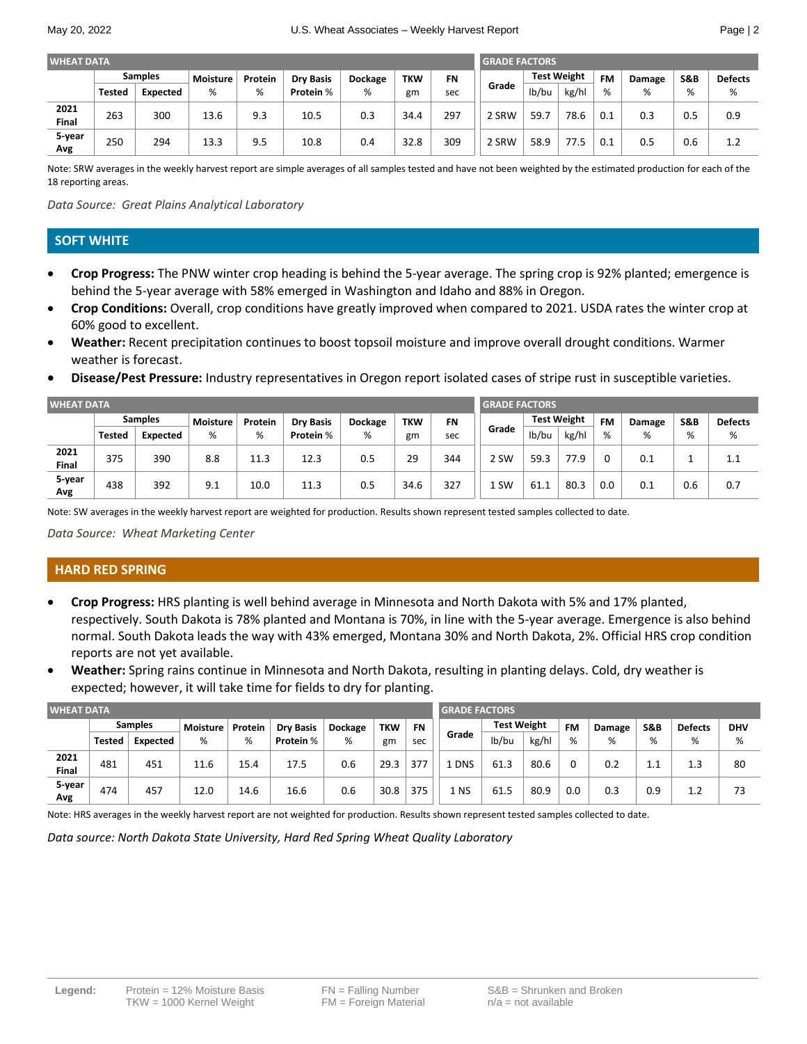| WHEAT DATA | | | | | | | | | | GRADE FACTORS | | | | | | |
|---|---|---|---|---|---|---|---|---|---|---|---|---|---|---|---|---|
| | Samples | | Moisture | Protein | Dry Basis | Dockage | TKW | FN | | Grade | Test Weight | | FM | Damage | S&B | Defects |
| | Tested | Expected | % | % | Protein % | % | gm | sec | | | lb/bu | kg/hl | % | % | % | % |
| 2021 Final | 263 | 300 | 13.6 | 9.3 | 10.5 | 0.3 | 34.4 | 297 | | 2 SRW | 59.7 | 78.6 | 0.1 | 0.3 | 0.5 | 0.9 |
| 5-year Avg | 250 | 294 | 13.3 | 9.5 | 10.8 | 0.4 | 32.8 | 309 | | 2 SRW | 58.9 | 77.5 | 0.1 | 0.5 | 0.6 | 1.2 |

Note: SRW averages in the weekly harvest report are simple averages of all samples tested and have not been weighted by the estimated production for each of the 18 reporting areas.

*Data Source: Great Plains Analytical Laboratory*

## SOFT WHITE

- **Crop Progress:** The PNW winter crop heading is behind the 5-year average. The spring crop is 92% planted; emergence is behind the 5-year average with 58% emerged in Washington and Idaho and 88% in Oregon.
- **Crop Conditions:** Overall, crop conditions have greatly improved when compared to 2021. USDA rates the winter crop at 60% good to excellent.
- **Weather:** Recent precipitation continues to boost topsoil moisture and improve overall drought conditions. Warmer weather is forecast.
- **Disease/Pest Pressure:** Industry representatives in Oregon report isolated cases of stripe rust in susceptible varieties.

| WHEAT DATA | | | | | | | | | | GRADE FACTORS | | | | | | |
|---|---|---|---|---|---|---|---|---|---|---|---|---|---|---|---|---|
| | Samples | | Moisture | Protein | Dry Basis | Dockage | TKW | FN | | Grade | Test Weight | | FM | Damage | S&B | Defects |
| | Tested | Expected | % | % | Protein % | % | gm | sec | | | lb/bu | kg/hl | % | % | % | % |
| 2021 Final | 375 | 390 | 8.8 | 11.3 | 12.3 | 0.5 | 29 | 344 | | 2 SW | 59.3 | 77.9 | 0 | 0.1 | 1 | 1.1 |
| 5-year Avg | 438 | 392 | 9.1 | 10.0 | 11.3 | 0.5 | 34.6 | 327 | | 1 SW | 61.1 | 80.3 | 0.0 | 0.1 | 0.6 | 0.7 |

Note: SW averages in the weekly harvest report are weighted for production. Results shown represent tested samples collected to date.

*Data Source: Wheat Marketing Center*

## HARD RED SPRING

- **Crop Progress:** HRS planting is well behind average in Minnesota and North Dakota with 5% and 17% planted, respectively. South Dakota is 78% planted and Montana is 70%, in line with the 5-year average. Emergence is also behind normal. South Dakota leads the way with 43% emerged, Montana 30% and North Dakota, 2%. Official HRS crop condition reports are not yet available.
- **Weather:** Spring rains continue in Minnesota and North Dakota, resulting in planting delays. Cold, dry weather is expected; however, it will take time for fields to dry for planting.

| WHEAT DATA | | | | | | | | | | GRADE FACTORS | | | | | | | |
|---|---|---|---|---|---|---|---|---|---|---|---|---|---|---|---|---|---|
| | Samples | | Moisture | Protein | Dry Basis | Dockage | TKW | FN | | Grade | Test Weight | | FM | Damage | S&B | Defects | DHV |
| | Tested | Expected | % | % | Protein % | % | gm | sec | | | lb/bu | kg/hl | % | % | % | % | % |
| 2021 Final | 481 | 451 | 11.6 | 15.4 | 17.5 | 0.6 | 29.3 | 377 | | 1 DNS | 61.3 | 80.6 | 0 | 0.2 | 1.1 | 1.3 | 80 |
| 5-year Avg | 474 | 457 | 12.0 | 14.6 | 16.6 | 0.6 | 30.8 | 375 | | 1 NS | 61.5 | 80.9 | 0.0 | 0.3 | 0.9 | 1.2 | 73 |

Note: HRS averages in the weekly harvest report are not weighted for production. Results shown represent tested samples collected to date.

*Data source: North Dakota State University, Hard Red Spring Wheat Quality Laboratory*

**Legend:** Protein = 12% Moisture Basis; TKW = 1000 Kernel Weight; FN = Falling Number; FM = Foreign Material; S&B = Shrunken and Broken; n/a = not available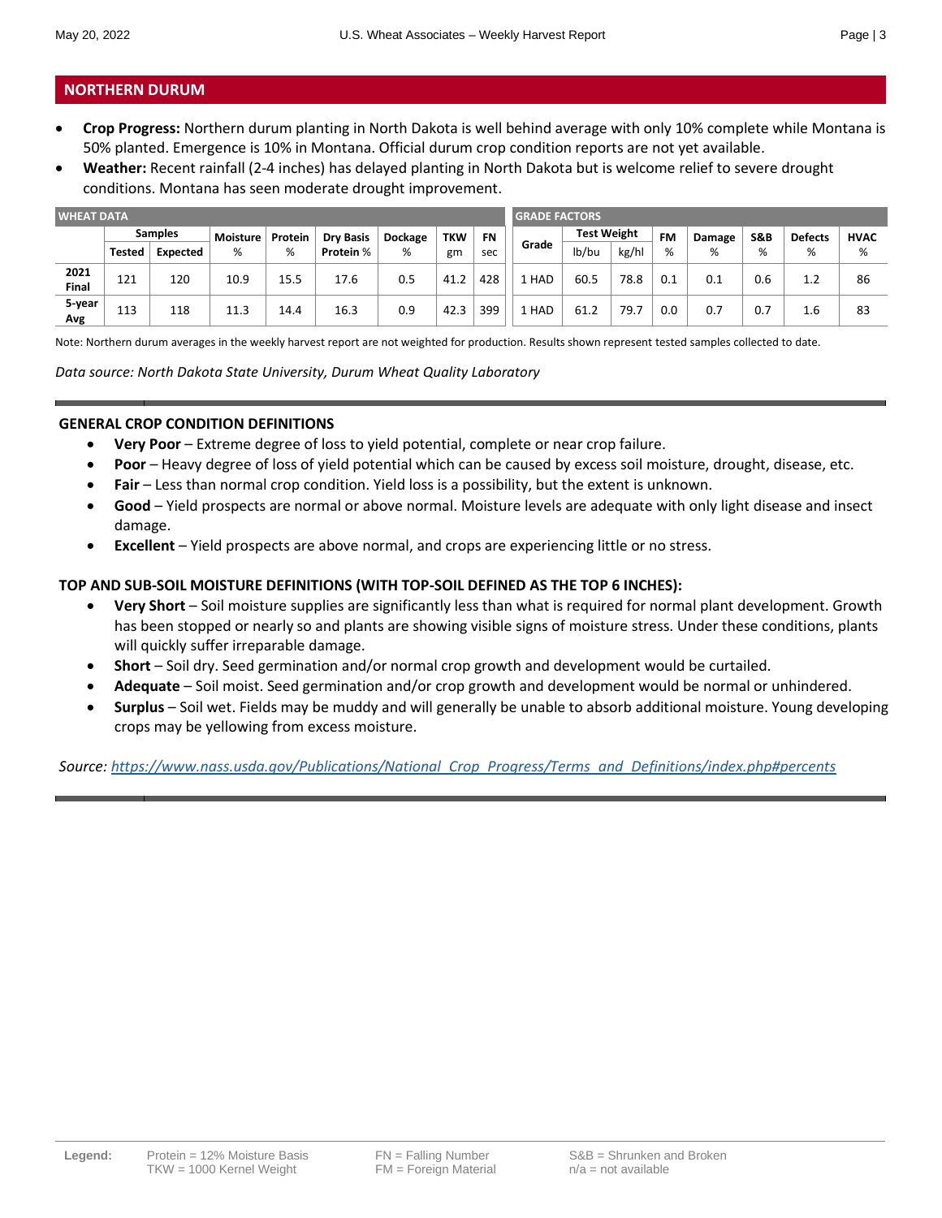## NORTHERN DURUM

- **Crop Progress:** Northern durum planting in North Dakota is well behind average with only 10% complete while Montana is 50% planted. Emergence is 10% in Montana. Official durum crop condition reports are not yet available.
- **Weather:** Recent rainfall (2-4 inches) has delayed planting in North Dakota but is welcome relief to severe drought conditions. Montana has seen moderate drought improvement.

| WHEAT DATA | | | | | | | | | GRADE FACTORS | | | | | | | | |
|---|---|---|---|---|---|---|---|---|---|---|---|---|---|---|---|---|
| | Samples | | Moisture | Protein | Dry Basis | Dockage | TKW | FN | Grade | Test Weight | | FM | Damage | S&B | Defects | HVAC |
| | Tested | Expected | % | % | Protein % | % | gm | sec | | lb/bu | kg/hl | % | % | % | % | % |
| 2021 Final | 121 | 120 | 10.9 | 15.5 | 17.6 | 0.5 | 41.2 | 428 | 1 HAD | 60.5 | 78.8 | 0.1 | 0.1 | 0.6 | 1.2 | 86 |
| 5-year Avg | 113 | 118 | 11.3 | 14.4 | 16.3 | 0.9 | 42.3 | 399 | 1 HAD | 61.2 | 79.7 | 0.0 | 0.7 | 0.7 | 1.6 | 83 |

Note: Northern durum averages in the weekly harvest report are not weighted for production. Results shown represent tested samples collected to date.

*Data source: North Dakota State University, Durum Wheat Quality Laboratory*

### GENERAL CROP CONDITION DEFINITIONS

- **Very Poor** – Extreme degree of loss to yield potential, complete or near crop failure.
- **Poor** – Heavy degree of loss of yield potential which can be caused by excess soil moisture, drought, disease, etc.
- **Fair** – Less than normal crop condition. Yield loss is a possibility, but the extent is unknown.
- **Good** – Yield prospects are normal or above normal. Moisture levels are adequate with only light disease and insect damage.
- **Excellent** – Yield prospects are above normal, and crops are experiencing little or no stress.

### TOP AND SUB-SOIL MOISTURE DEFINITIONS (WITH TOP-SOIL DEFINED AS THE TOP 6 INCHES):

- **Very Short** – Soil moisture supplies are significantly less than what is required for normal plant development. Growth has been stopped or nearly so and plants are showing visible signs of moisture stress. Under these conditions, plants will quickly suffer irreparable damage.
- **Short** – Soil dry. Seed germination and/or normal crop growth and development would be curtailed.
- **Adequate** – Soil moist. Seed germination and/or crop growth and development would be normal or unhindered.
- **Surplus** – Soil wet. Fields may be muddy and will generally be unable to absorb additional moisture. Young developing crops may be yellowing from excess moisture.

*Source: https://www.nass.usda.gov/Publications/National_Crop_Progress/Terms_and_Definitions/index.php#percents*

**Legend:** Protein = 12% Moisture Basis; TKW = 1000 Kernel Weight; FN = Falling Number; FM = Foreign Material; S&B = Shrunken and Broken; n/a = not available